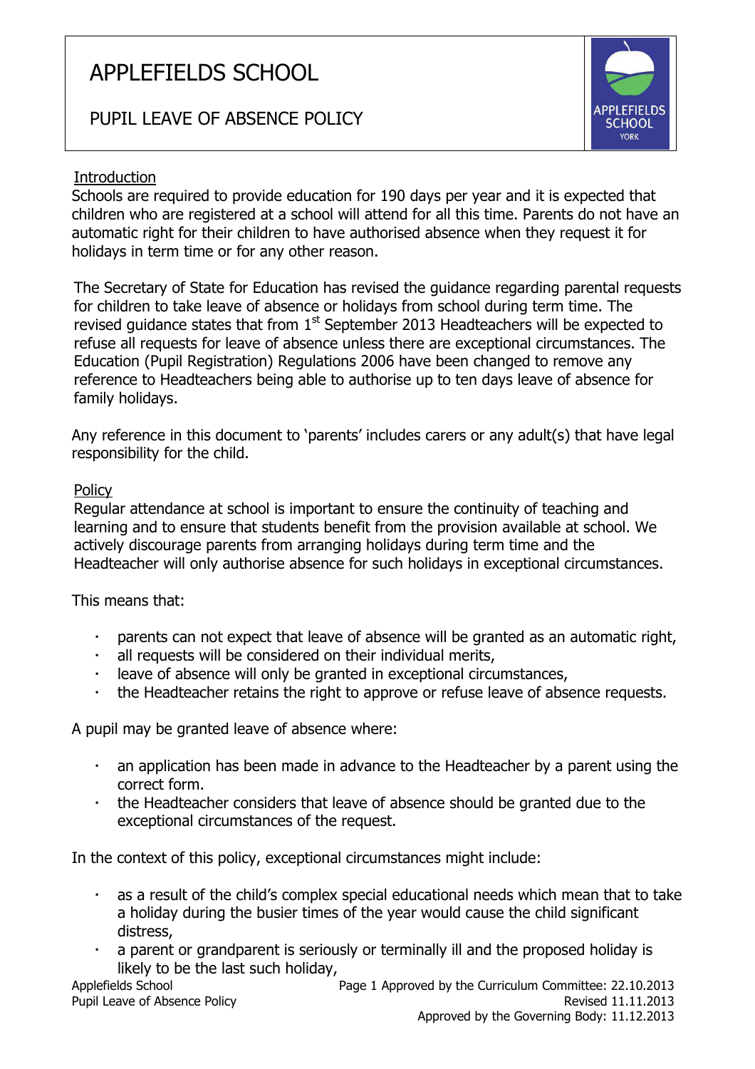# APPLEFIELDS SCHOOL

## PUPIL LEAVE OF ABSENCE POLICY

### Introduction

Schools are required to provide education for 190 days per year and it is expected that children who are registered at a school will attend for all this time. Parents do not have an automatic right for their children to have authorised absence when they request it for holidays in term time or for any other reason.

The Secretary of State for Education has revised the guidance regarding parental requests for children to take leave of absence or holidays from school during term time. The revised guidance states that from 1st September 2013 Headteachers will be expected to refuse all requests for leave of absence unless there are exceptional circumstances. The Education (Pupil Registration) Regulations 2006 have been changed to remove any reference to Headteachers being able to authorise up to ten days leave of absence for family holidays.

Any reference in this document to 'parents' includes carers or any adult(s) that have legal responsibility for the child.

### Policy

Regular attendance at school is important to ensure the continuity of teaching and learning and to ensure that students benefit from the provision available at school. We actively discourage parents from arranging holidays during term time and the Headteacher will only authorise absence for such holidays in exceptional circumstances.

This means that:

- parents can not expect that leave of absence will be granted as an automatic right,
- all requests will be considered on their individual merits,
- leave of absence will only be granted in exceptional circumstances,
- the Headteacher retains the right to approve or refuse leave of absence requests.

A pupil may be granted leave of absence where:

- an application has been made in advance to the Headteacher by a parent using the correct form.
- the Headteacher considers that leave of absence should be granted due to the exceptional circumstances of the request.

In the context of this policy, exceptional circumstances might include:

- as a result of the child's complex special educational needs which mean that to take a holiday during the busier times of the year would cause the child significant distress,
- a parent or grandparent is seriously or terminally ill and the proposed holiday is likely to be the last such holiday,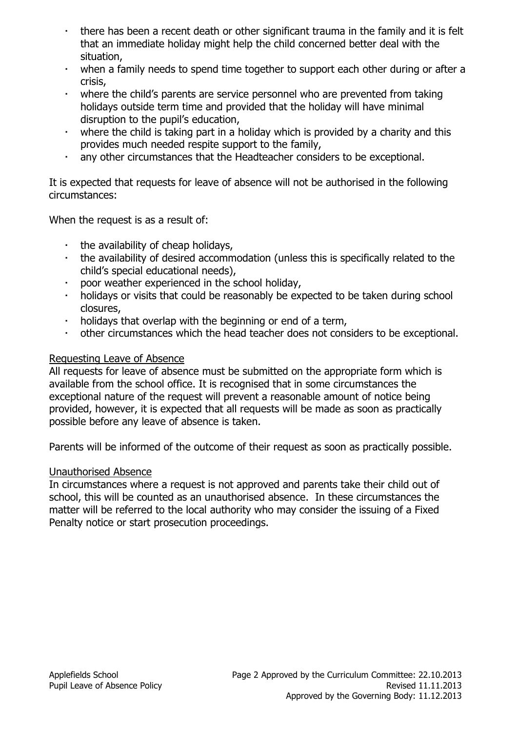- there has been a recent death or other significant trauma in the family and it is felt that an immediate holiday might help the child concerned better deal with the situation,
- when a family needs to spend time together to support each other during or after a crisis,
- where the child's parents are service personnel who are prevented from taking holidays outside term time and provided that the holiday will have minimal disruption to the pupil's education,
- where the child is taking part in a holiday which is provided by a charity and this provides much needed respite support to the family,
- any other circumstances that the Headteacher considers to be exceptional.

It is expected that requests for leave of absence will not be authorised in the following circumstances:

When the request is as a result of:

- the availability of cheap holidays,
- the availability of desired accommodation (unless this is specifically related to the child's special educational needs),
- poor weather experienced in the school holiday,
- holidays or visits that could be reasonably be expected to be taken during school closures,
- holidays that overlap with the beginning or end of a term,
- other circumstances which the head teacher does not considers to be exceptional.

<u>Requesting Leave of Absence</u>

All requests for leave of absence must be submitted on the appropriate form which is available from the school office. It is recognised that in some circumstances the exceptional nature of the request will prevent a reasonable amount of notice being provided, however, it is expected that all requests will be made as soon as practically possible before any leave of absence is taken.

Parents will be informed of the outcome of their request as soon as practically possible.

<u>Unauthorised Absence</u>

In circumstances where a request is not approved and parents take their child out of school, this will be counted as an unauthorised absence. In these circumstances the matter will be referred to the local authority who may consider the issuing of a Fixed Penalty notice or start prosecution proceedings.